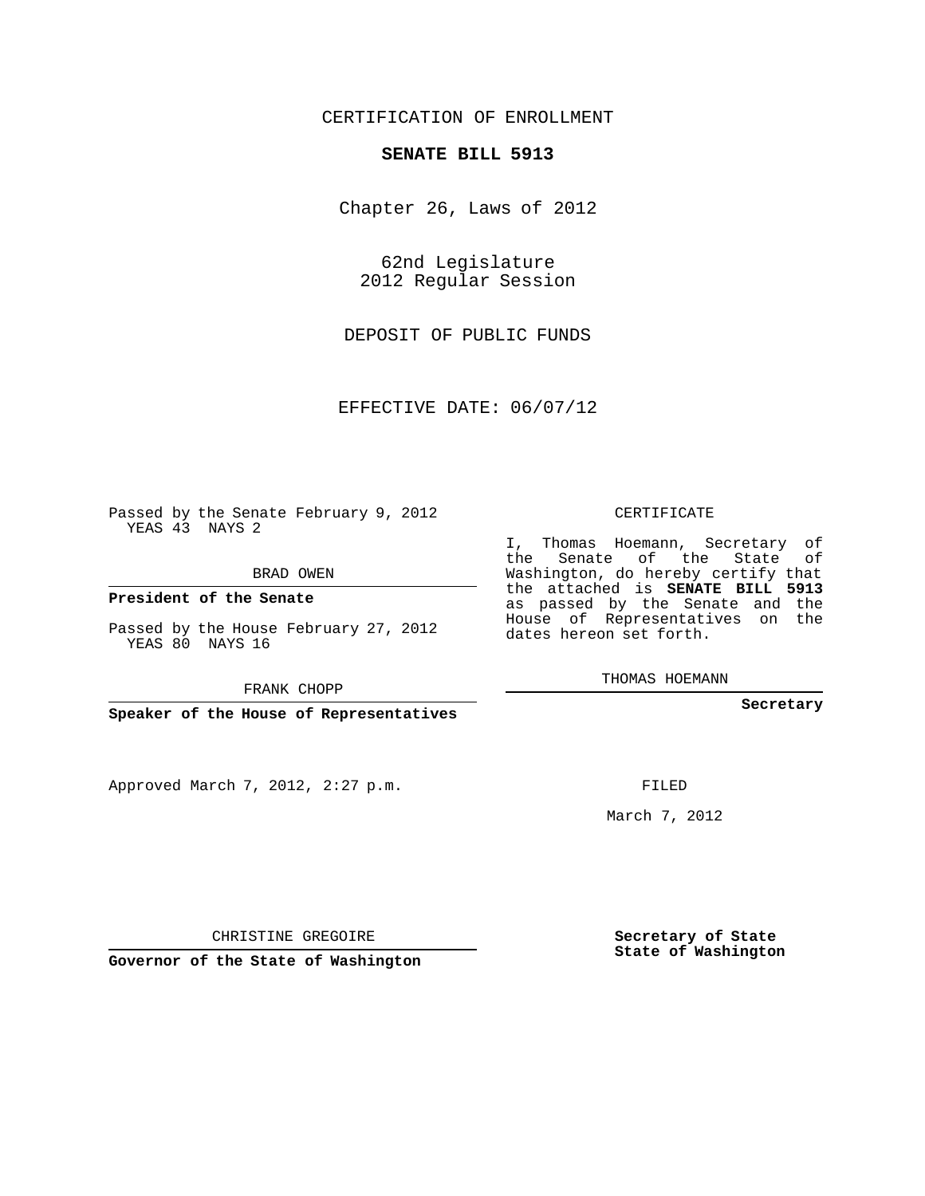CERTIFICATION OF ENROLLMENT

**SENATE BILL 5913**

Chapter 26, Laws of 2012

62nd Legislature
2012 Regular Session

DEPOSIT OF PUBLIC FUNDS

EFFECTIVE DATE: 06/07/12

Passed by the Senate February 9, 2012
YEAS 43 NAYS 2

BRAD OWEN

**President of the Senate**

Passed by the House February 27, 2012
YEAS 80 NAYS 16

FRANK CHOPP

**Speaker of the House of Representatives**

Approved March 7, 2012, 2:27 p.m.

CHRISTINE GREGOIRE

**Governor of the State of Washington**

CERTIFICATE

I, Thomas Hoemann, Secretary of the Senate of the State of Washington, do hereby certify that the attached is **SENATE BILL 5913** as passed by the Senate and the House of Representatives on the dates hereon set forth.

THOMAS HOEMANN

**Secretary**

FILED

March 7, 2012

**Secretary of State**
**State of Washington**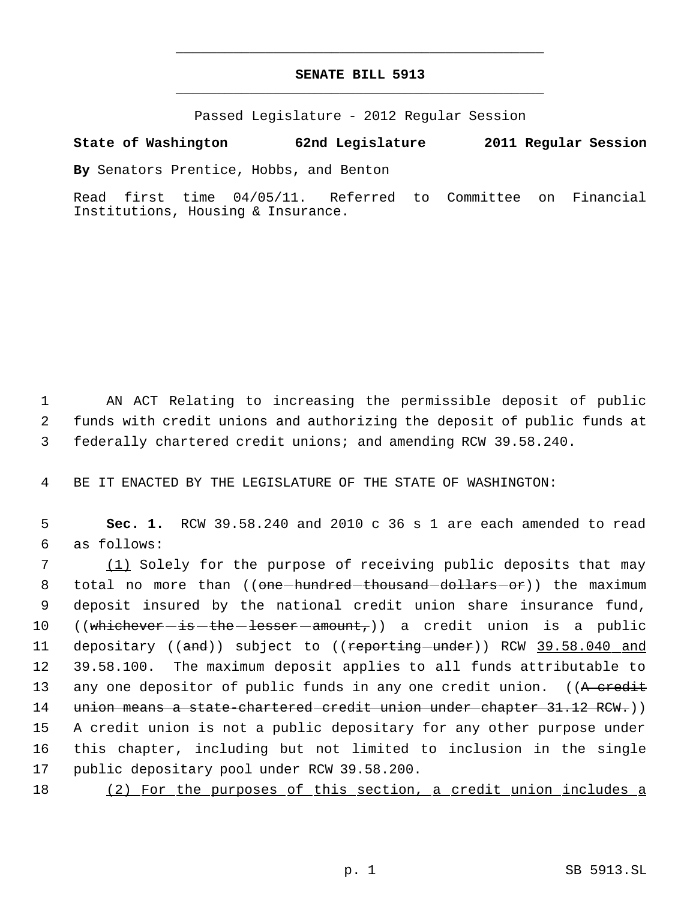**SENATE BILL 5913**

Passed Legislature - 2012 Regular Session

**State of Washington 62nd Legislature 2011 Regular Session**

**By** Senators Prentice, Hobbs, and Benton

Read first time 04/05/11. Referred to Committee on Financial Institutions, Housing & Insurance.

1 AN ACT Relating to increasing the permissible deposit of public
2 funds with credit unions and authorizing the deposit of public funds at
3 federally chartered credit unions; and amending RCW 39.58.240.

4 BE IT ENACTED BY THE LEGISLATURE OF THE STATE OF WASHINGTON:

5 **Sec. 1.** RCW 39.58.240 and 2010 c 36 s 1 are each amended to read
6 as follows:

7 <u>(1)</u> Solely for the purpose of receiving public deposits that may
8 total no more than ((~~one hundred thousand dollars or~~)) the maximum
9 deposit insured by the national credit union share insurance fund,
10 ((~~whichever is the lesser amount,~~)) a credit union is a public
11 depositary ((~~and~~)) subject to ((~~reporting under~~)) RCW <u>39.58.040 and</u>
12 39.58.100. The maximum deposit applies to all funds attributable to
13 any one depositor of public funds in any one credit union. ((~~A credit~~
14 ~~union means a state-chartered credit union under chapter 31.12 RCW.~~))
15 A credit union is not a public depositary for any other purpose under
16 this chapter, including but not limited to inclusion in the single
17 public depositary pool under RCW 39.58.200.

18 <u>(2) For the purposes of this section, a credit union includes a</u>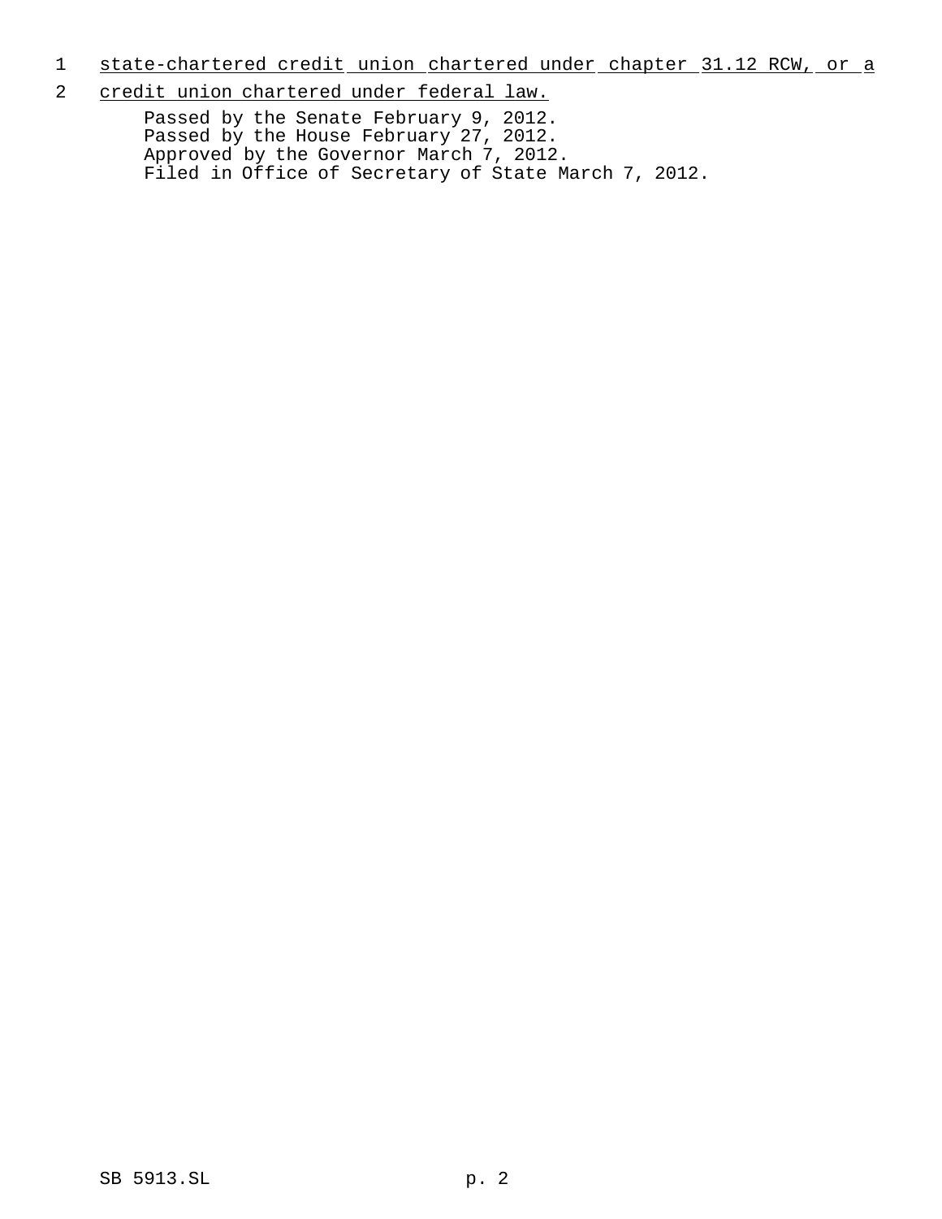state-chartered credit union chartered under chapter 31.12 RCW, or a credit union chartered under federal law.

Passed by the Senate February 9, 2012.
Passed by the House February 27, 2012.
Approved by the Governor March 7, 2012.
Filed in Office of Secretary of State March 7, 2012.